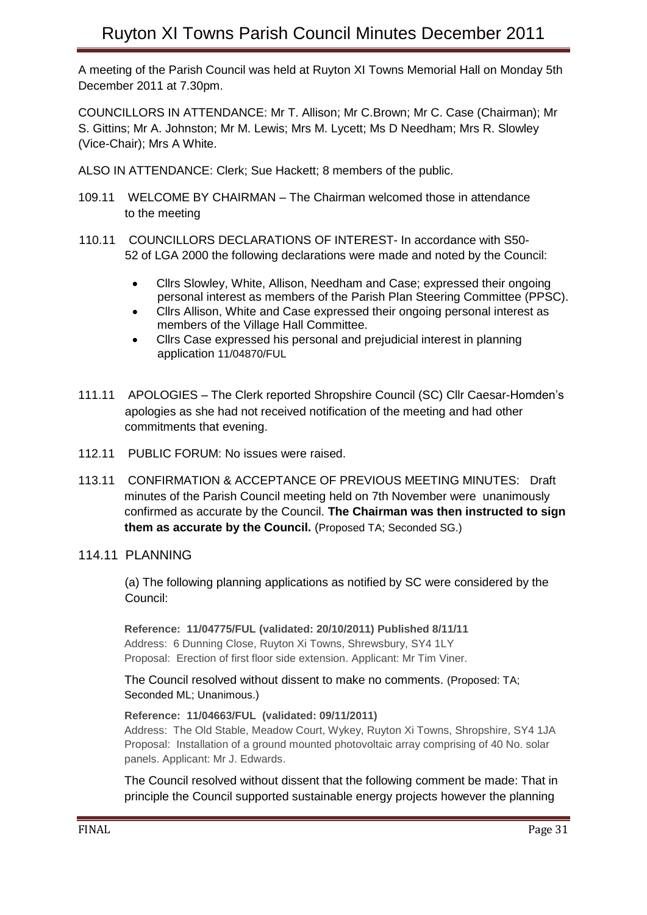# Ruyton XI Towns Parish Council Minutes December 2011

A meeting of the Parish Council was held at Ruyton XI Towns Memorial Hall on Monday 5th December 2011 at 7.30pm.

COUNCILLORS IN ATTENDANCE: Mr T. Allison; Mr C.Brown; Mr C. Case (Chairman); Mr S. Gittins; Mr A. Johnston; Mr M. Lewis; Mrs M. Lycett; Ms D Needham; Mrs R. Slowley (Vice-Chair); Mrs A White.

ALSO IN ATTENDANCE: Clerk; Sue Hackett; 8 members of the public.

109.11 WELCOME BY CHAIRMAN – The Chairman welcomed those in attendance to the meeting

110.11 COUNCILLORS DECLARATIONS OF INTEREST- In accordance with S50-52 of LGA 2000 the following declarations were made and noted by the Council:

- Cllrs Slowley, White, Allison, Needham and Case; expressed their ongoing personal interest as members of the Parish Plan Steering Committee (PPSC).
- Cllrs Allison, White and Case expressed their ongoing personal interest as members of the Village Hall Committee.
- Cllrs Case expressed his personal and prejudicial interest in planning application 11/04870/FUL

111.11 APOLOGIES – The Clerk reported Shropshire Council (SC) Cllr Caesar-Homden's apologies as she had not received notification of the meeting and had other commitments that evening.

112.11 PUBLIC FORUM: No issues were raised.

113.11 CONFIRMATION & ACCEPTANCE OF PREVIOUS MEETING MINUTES: Draft minutes of the Parish Council meeting held on 7th November were unanimously confirmed as accurate by the Council. **The Chairman was then instructed to sign them as accurate by the Council.** (Proposed TA; Seconded SG.)

114.11 PLANNING

(a) The following planning applications as notified by SC were considered by the Council:

**Reference: 11/04775/FUL (validated: 20/10/2011) Published 8/11/11**
Address: 6 Dunning Close, Ruyton Xi Towns, Shrewsbury, SY4 1LY
Proposal: Erection of first floor side extension. Applicant: Mr Tim Viner.

The Council resolved without dissent to make no comments. (Proposed: TA; Seconded ML; Unanimous.)

**Reference: 11/04663/FUL (validated: 09/11/2011)**
Address: The Old Stable, Meadow Court, Wykey, Ruyton Xi Towns, Shropshire, SY4 1JA
Proposal: Installation of a ground mounted photovoltaic array comprising of 40 No. solar panels. Applicant: Mr J. Edwards.

The Council resolved without dissent that the following comment be made: That in principle the Council supported sustainable energy projects however the planning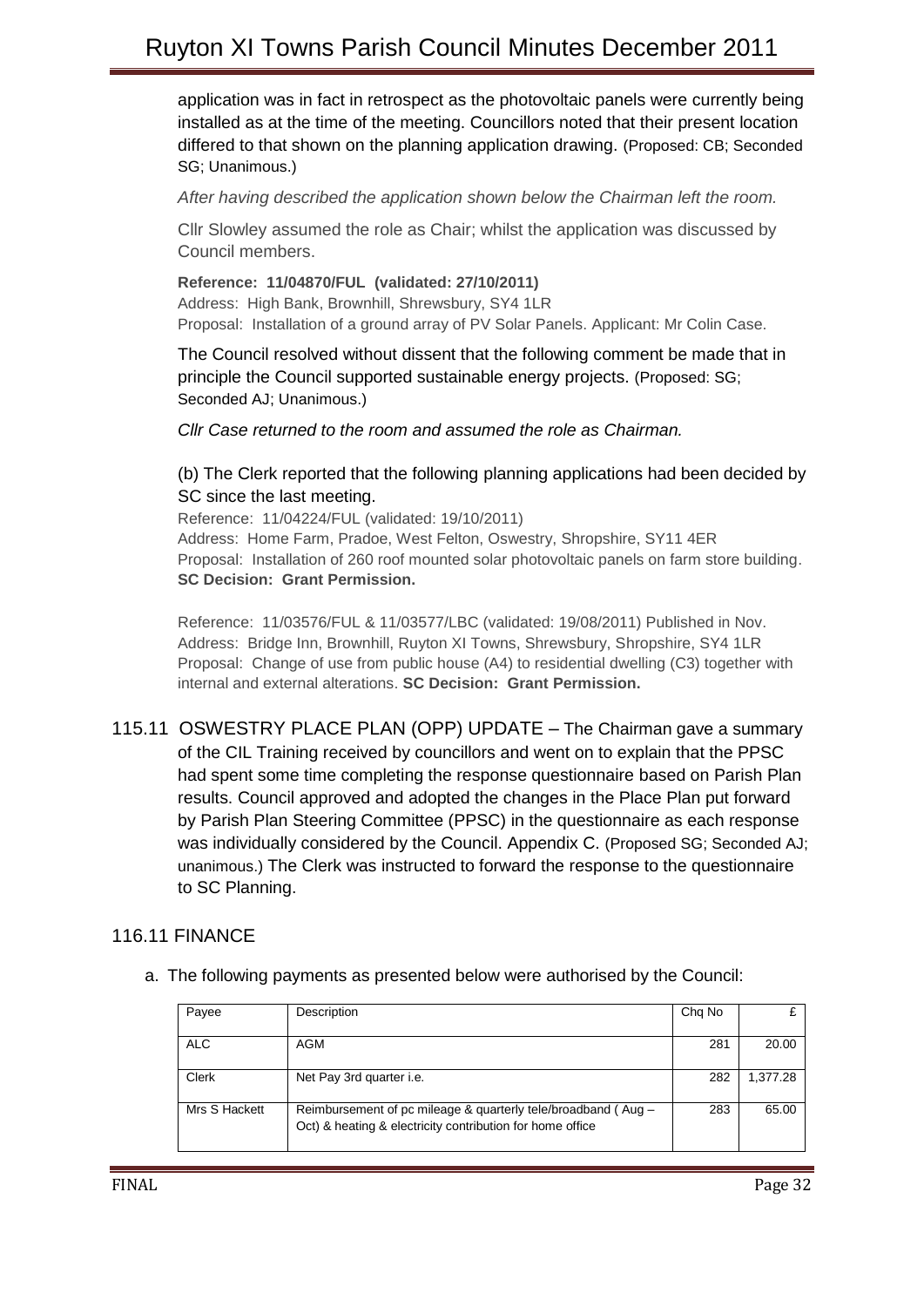application was in fact in retrospect as the photovoltaic panels were currently being installed as at the time of the meeting. Councillors noted that their present location differed to that shown on the planning application drawing. (Proposed: CB; Seconded SG; Unanimous.)

*After having described the application shown below the Chairman left the room.*

Cllr Slowley assumed the role as Chair; whilst the application was discussed by Council members.

**Reference: 11/04870/FUL (validated: 27/10/2011)**
Address: High Bank, Brownhill, Shrewsbury, SY4 1LR
Proposal: Installation of a ground array of PV Solar Panels. Applicant: Mr Colin Case.

The Council resolved without dissent that the following comment be made that in principle the Council supported sustainable energy projects. (Proposed: SG; Seconded AJ; Unanimous.)

*Cllr Case returned to the room and assumed the role as Chairman.*

(b) The Clerk reported that the following planning applications had been decided by SC since the last meeting.

Reference: 11/04224/FUL (validated: 19/10/2011)
Address: Home Farm, Pradoe, West Felton, Oswestry, Shropshire, SY11 4ER
Proposal: Installation of 260 roof mounted solar photovoltaic panels on farm store building.
**SC Decision: Grant Permission.**

Reference: 11/03576/FUL & 11/03577/LBC (validated: 19/08/2011) Published in Nov.
Address: Bridge Inn, Brownhill, Ruyton XI Towns, Shrewsbury, Shropshire, SY4 1LR
Proposal: Change of use from public house (A4) to residential dwelling (C3) together with internal and external alterations. **SC Decision: Grant Permission.**

115.11 OSWESTRY PLACE PLAN (OPP) UPDATE – The Chairman gave a summary of the CIL Training received by councillors and went on to explain that the PPSC had spent some time completing the response questionnaire based on Parish Plan results. Council approved and adopted the changes in the Place Plan put forward by Parish Plan Steering Committee (PPSC) in the questionnaire as each response was individually considered by the Council. Appendix C. (Proposed SG; Seconded AJ; unanimous.) The Clerk was instructed to forward the response to the questionnaire to SC Planning.

## 116.11 FINANCE

a. The following payments as presented below were authorised by the Council:

| Payee | Description | Chq No | £ |
|---|---|---|---|
| ALC | AGM | 281 | 20.00 |
| Clerk | Net Pay 3rd quarter i.e. | 282 | 1,377.28 |
| Mrs S Hackett | Reimbursement of pc mileage & quarterly tele/broadband ( Aug – Oct) & heating & electricity contribution for home office | 283 | 65.00 |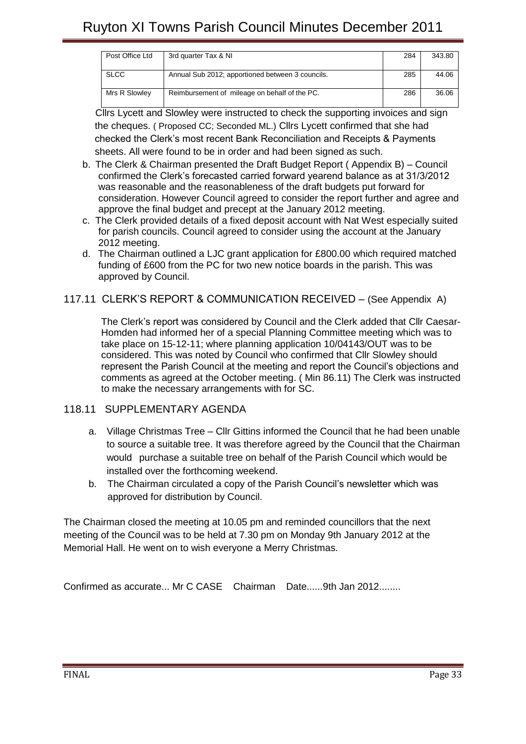| | | | |
|---|---|---|---|
| Post Office Ltd | 3rd quarter Tax & NI | 284 | 343.80 |
| SLCC | Annual Sub 2012; apportioned between 3 councils. | 285 | 44.06 |
| Mrs R Slowley | Reimbursement of mileage on behalf of the PC. | 286 | 36.06 |

Cllrs Lycett and Slowley were instructed to check the supporting invoices and sign the cheques. ( Proposed CC; Seconded ML.) Cllrs Lycett confirmed that she had checked the Clerk's most recent Bank Reconciliation and Receipts & Payments sheets. All were found to be in order and had been signed as such.

b. The Clerk & Chairman presented the Draft Budget Report ( Appendix B) – Council confirmed the Clerk's forecasted carried forward yearend balance as at 31/3/2012 was reasonable and the reasonableness of the draft budgets put forward for consideration. However Council agreed to consider the report further and agree and approve the final budget and precept at the January 2012 meeting.

c. The Clerk provided details of a fixed deposit account with Nat West especially suited for parish councils. Council agreed to consider using the account at the January 2012 meeting.

d. The Chairman outlined a LJC grant application for £800.00 which required matched funding of £600 from the PC for two new notice boards in the parish. This was approved by Council.

## 117.11 CLERK'S REPORT & COMMUNICATION RECEIVED – (See Appendix A)

The Clerk's report was considered by Council and the Clerk added that Cllr Caesar-Homden had informed her of a special Planning Committee meeting which was to take place on 15-12-11; where planning application 10/04143/OUT was to be considered. This was noted by Council who confirmed that Cllr Slowley should represent the Parish Council at the meeting and report the Council's objections and comments as agreed at the October meeting. ( Min 86.11) The Clerk was instructed to make the necessary arrangements with for SC.

## 118.11 SUPPLEMENTARY AGENDA

a. Village Christmas Tree – Cllr Gittins informed the Council that he had been unable to source a suitable tree. It was therefore agreed by the Council that the Chairman would purchase a suitable tree on behalf of the Parish Council which would be installed over the forthcoming weekend.

b. The Chairman circulated a copy of the Parish Council's newsletter which was approved for distribution by Council.

The Chairman closed the meeting at 10.05 pm and reminded councillors that the next meeting of the Council was to be held at 7.30 pm on Monday 9th January 2012 at the Memorial Hall. He went on to wish everyone a Merry Christmas.

Confirmed as accurate... Mr C CASE Chairman Date......9th Jan 2012........